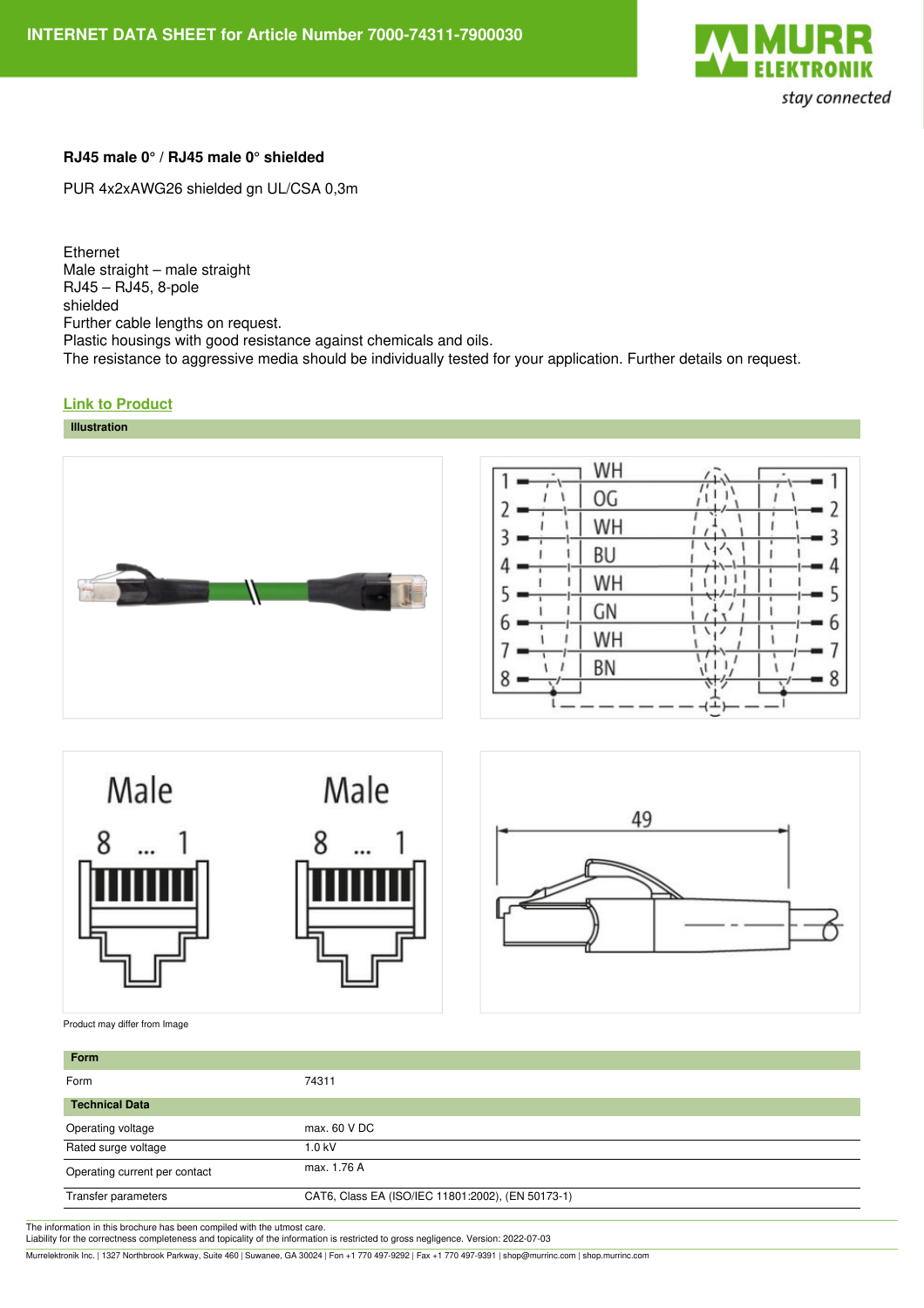# INTERNET DATA SHEET for Article Number 7000-74311-7900030

**RJ45 male 0° / RJ45 male 0° shielded**

PUR 4x2xAWG26 shielded gn UL/CSA 0,3m

Ethernet
Male straight – male straight
RJ45 – RJ45, 8-pole
shielded
Further cable lengths on request.
Plastic housings with good resistance against chemicals and oils.
The resistance to aggressive media should be individually tested for your application. Further details on request.

[Link to Product]

**Illustration**

Product may differ from Image

| Form | |
|---|---|
| Form | 74311 |
| **Technical Data** | |
| Operating voltage | max. 60 V DC |
| Rated surge voltage | 1.0 kV |
| Operating current per contact | max. 1.76 A |
| Transfer parameters | CAT6, Class EA (ISO/IEC 11801:2002), (EN 50173-1) |

The information in this brochure has been compiled with the utmost care.
Liability for the correctness completeness and topicality of the information is restricted to gross negligence. Version: 2022-07-03

Murrelektronik Inc. | 1327 Northbrook Parkway, Suite 460 | Suwanee, GA 30024 | Fon +1 770 497-9292 | Fax +1 770 497-9391 | shop@murrinc.com | shop.murrinc.com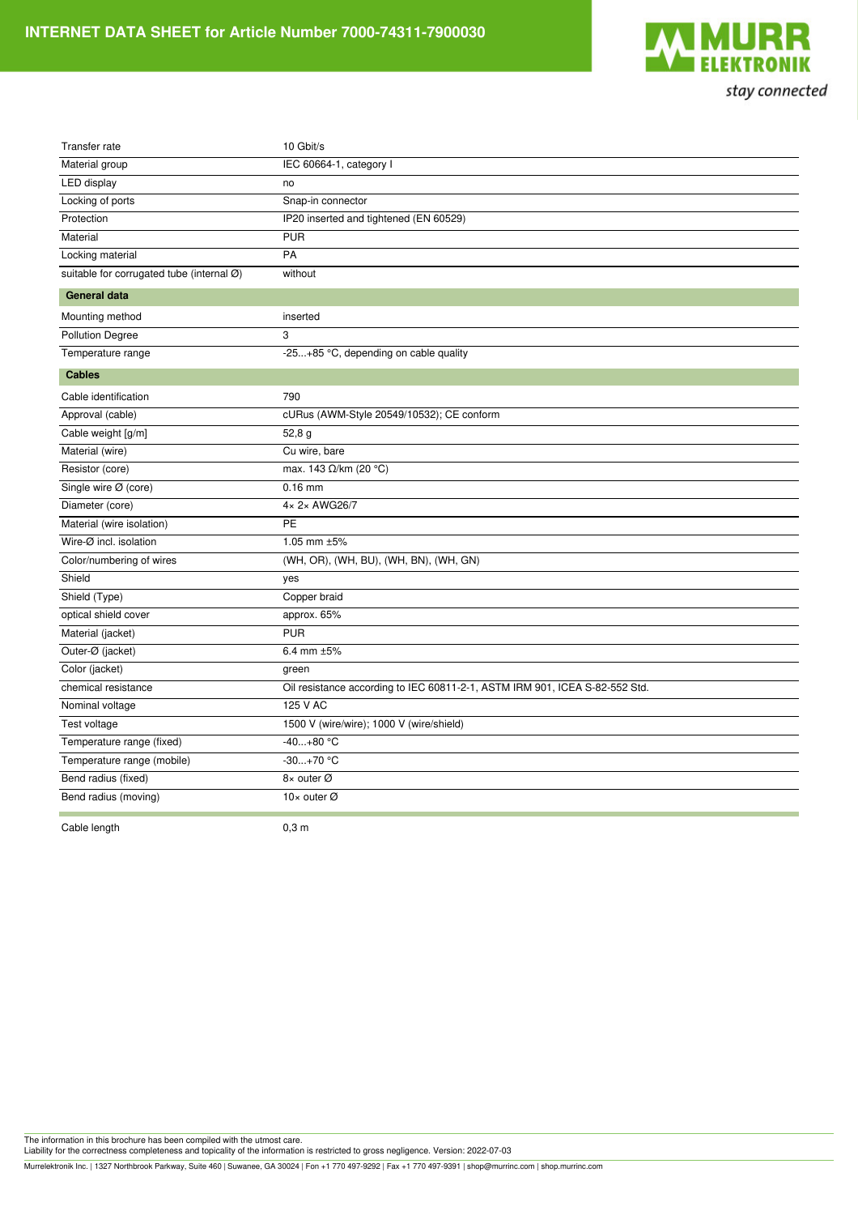| | |
|---|---|
| Transfer rate | 10 Gbit/s |
| Material group | IEC 60664-1, category I |
| LED display | no |
| Locking of ports | Snap-in connector |
| Protection | IP20 inserted and tightened (EN 60529) |
| Material | PUR |
| Locking material | PA |
| suitable for corrugated tube (internal Ø) | without |

## General data

| | |
|---|---|
| Mounting method | inserted |
| Pollution Degree | 3 |
| Temperature range | -25...+85 °C, depending on cable quality |

## Cables

| | |
|---|---|
| Cable identification | 790 |
| Approval (cable) | cURus (AWM-Style 20549/10532); CE conform |
| Cable weight [g/m] | 52,8 g |
| Material (wire) | Cu wire, bare |
| Resistor (core) | max. 143 Ω/km (20 °C) |
| Single wire Ø (core) | 0.16 mm |
| Diameter (core) | 4× 2× AWG26/7 |
| Material (wire isolation) | PE |
| Wire-Ø incl. isolation | 1.05 mm ±5% |
| Color/numbering of wires | (WH, OR), (WH, BU), (WH, BN), (WH, GN) |
| Shield | yes |
| Shield (Type) | Copper braid |
| optical shield cover | approx. 65% |
| Material (jacket) | PUR |
| Outer-Ø (jacket) | 6.4 mm ±5% |
| Color (jacket) | green |
| chemical resistance | Oil resistance according to IEC 60811-2-1, ASTM IRM 901, ICEA S-82-552 Std. |
| Nominal voltage | 125 V AC |
| Test voltage | 1500 V (wire/wire); 1000 V (wire/shield) |
| Temperature range (fixed) | -40...+80 °C |
| Temperature range (mobile) | -30...+70 °C |
| Bend radius (fixed) | 8× outer Ø |
| Bend radius (moving) | 10× outer Ø |

| | |
|---|---|
| Cable length | 0,3 m |

The information in this brochure has been compiled with the utmost care.
Liability for the correctness completeness and topicality of the information is restricted to gross negligence. Version: 2022-07-03

Murrelektronik Inc. | 1327 Northbrook Parkway, Suite 460 | Suwanee, GA 30024 | Fon +1 770 497-9292 | Fax +1 770 497-9391 | shop@murrinc.com | shop.murrinc.com